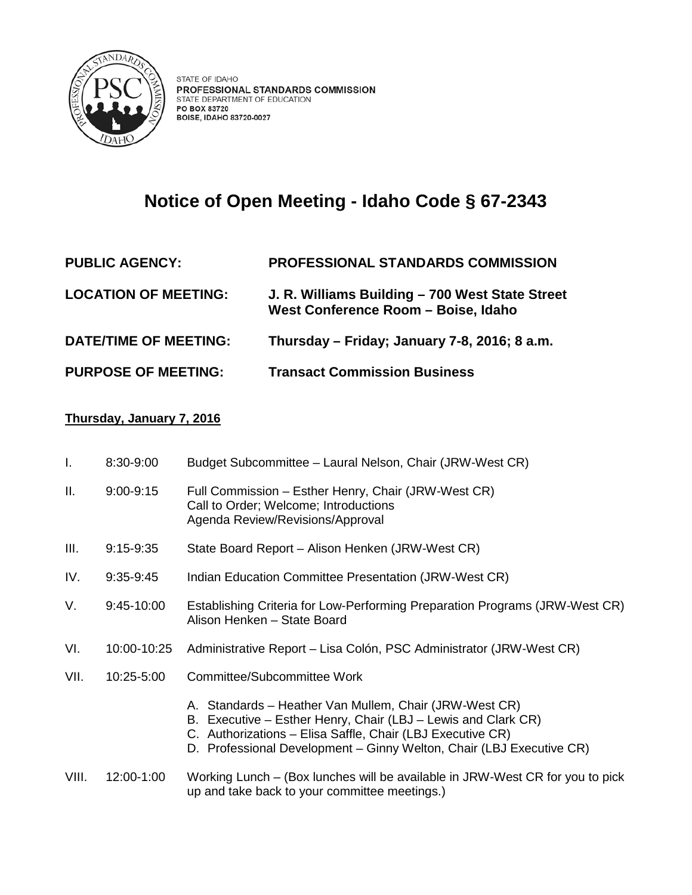STATE OF IDAHO
**PROFESSIONAL STANDARDS COMMISSION**
STATE DEPARTMENT OF EDUCATION
**PO BOX 83720**
**BOISE, IDAHO 83720-0027**

# Notice of Open Meeting - Idaho Code § 67-2343

**PUBLIC AGENCY:** **PROFESSIONAL STANDARDS COMMISSION**

**LOCATION OF MEETING:** **J. R. Williams Building – 700 West State Street West Conference Room – Boise, Idaho**

**DATE/TIME OF MEETING:** **Thursday – Friday; January 7-8, 2016; 8 a.m.**

**PURPOSE OF MEETING:** **Transact Commission Business**

**Thursday, January 7, 2016**

I. 8:30-9:00 Budget Subcommittee – Laural Nelson, Chair (JRW-West CR)

II. 9:00-9:15 Full Commission – Esther Henry, Chair (JRW-West CR)
Call to Order; Welcome; Introductions
Agenda Review/Revisions/Approval

III. 9:15-9:35 State Board Report – Alison Henken (JRW-West CR)

IV. 9:35-9:45 Indian Education Committee Presentation (JRW-West CR)

V. 9:45-10:00 Establishing Criteria for Low-Performing Preparation Programs (JRW-West CR)
Alison Henken – State Board

VI. 10:00-10:25 Administrative Report – Lisa Colón, PSC Administrator (JRW-West CR)

VII. 10:25-5:00 Committee/Subcommittee Work

A. Standards – Heather Van Mullem, Chair (JRW-West CR)
B. Executive – Esther Henry, Chair (LBJ – Lewis and Clark CR)
C. Authorizations – Elisa Saffle, Chair (LBJ Executive CR)
D. Professional Development – Ginny Welton, Chair (LBJ Executive CR)

VIII. 12:00-1:00 Working Lunch – (Box lunches will be available in JRW-West CR for you to pick up and take back to your committee meetings.)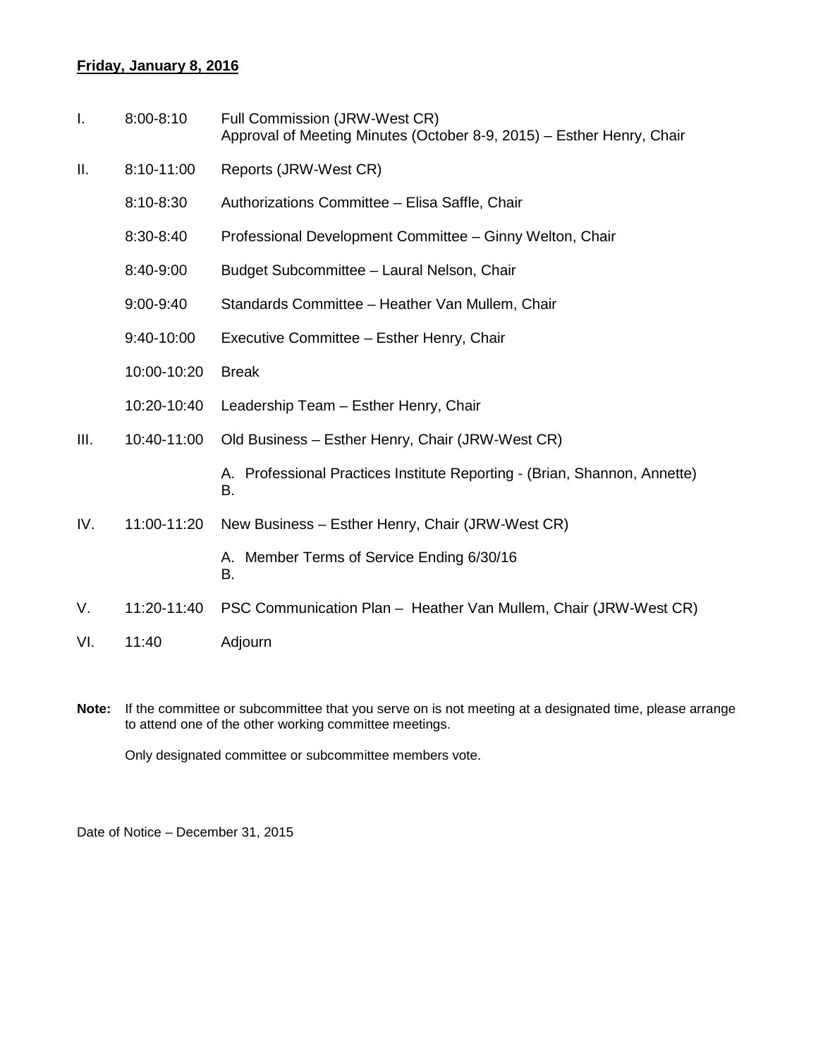**Friday, January 8, 2016**

| | | |
|---|---|---|
| I. | 8:00-8:10 | Full Commission (JRW-West CR)<br>Approval of Meeting Minutes (October 8-9, 2015) – Esther Henry, Chair |
| II. | 8:10-11:00 | Reports (JRW-West CR) |
| | 8:10-8:30 | Authorizations Committee – Elisa Saffle, Chair |
| | 8:30-8:40 | Professional Development Committee – Ginny Welton, Chair |
| | 8:40-9:00 | Budget Subcommittee – Laural Nelson, Chair |
| | 9:00-9:40 | Standards Committee – Heather Van Mullem, Chair |
| | 9:40-10:00 | Executive Committee – Esther Henry, Chair |
| | 10:00-10:20 | Break |
| | 10:20-10:40 | Leadership Team – Esther Henry, Chair |
| III. | 10:40-11:00 | Old Business – Esther Henry, Chair (JRW-West CR) |
| | | A. Professional Practices Institute Reporting - (Brian, Shannon, Annette)<br>B. |
| IV. | 11:00-11:20 | New Business – Esther Henry, Chair (JRW-West CR) |
| | | A. Member Terms of Service Ending 6/30/16<br>B. |
| V. | 11:20-11:40 | PSC Communication Plan – Heather Van Mullem, Chair (JRW-West CR) |
| VI. | 11:40 | Adjourn |

**Note:** If the committee or subcommittee that you serve on is not meeting at a designated time, please arrange to attend one of the other working committee meetings.

Only designated committee or subcommittee members vote.

Date of Notice – December 31, 2015